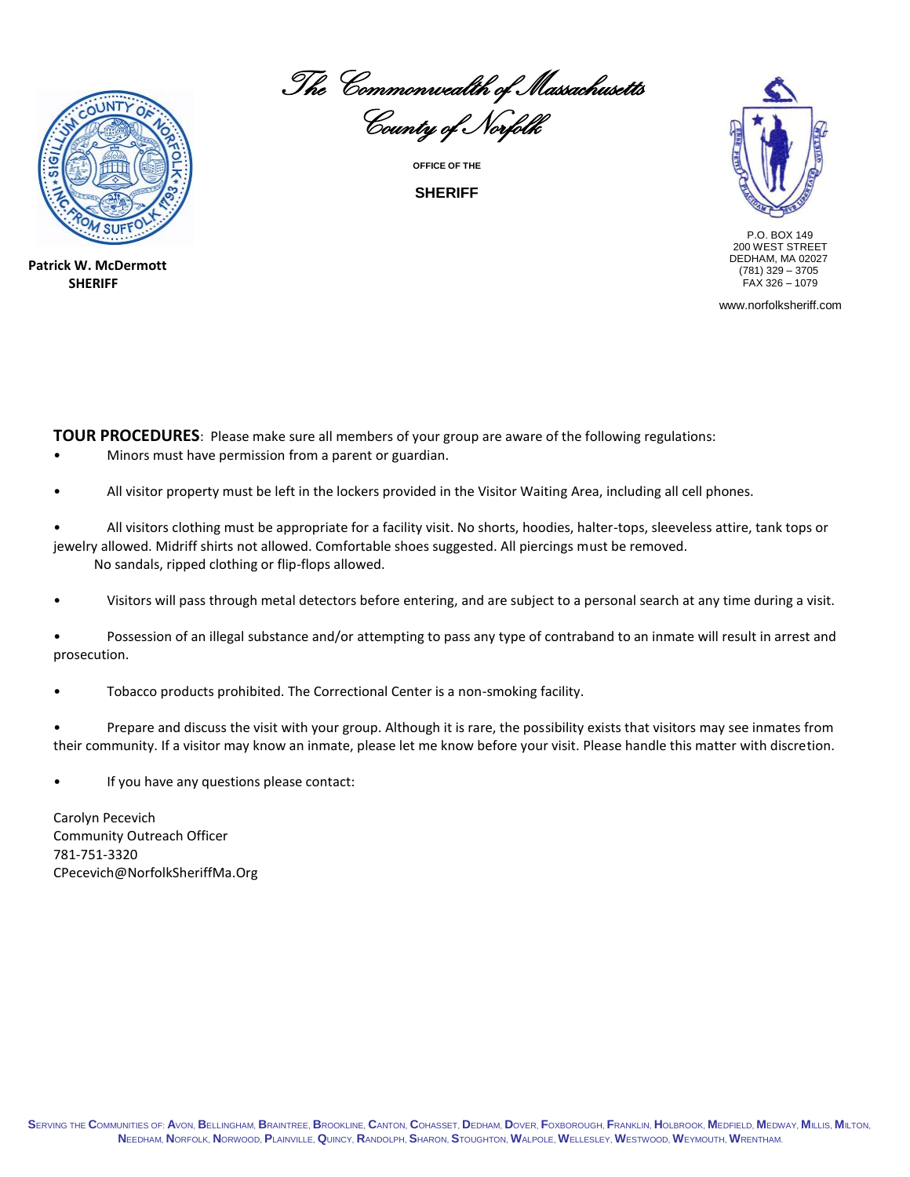*The Commonwealth of Massachusetts*

*County of Norfolk*

OFFICE OF THE

**SHERIFF**

**Patrick W. McDermott**
**SHERIFF**

P.O. BOX 149
200 WEST STREET
DEDHAM, MA 02027
(781) 329 – 3705
FAX 326 – 1079

www.norfolksheriff.com

**TOUR PROCEDURES**: Please make sure all members of your group are aware of the following regulations:

- Minors must have permission from a parent or guardian.
- All visitor property must be left in the lockers provided in the Visitor Waiting Area, including all cell phones.
- All visitors clothing must be appropriate for a facility visit. No shorts, hoodies, halter-tops, sleeveless attire, tank tops or jewelry allowed. Midriff shirts not allowed. Comfortable shoes suggested. All piercings must be removed. No sandals, ripped clothing or flip-flops allowed.
- Visitors will pass through metal detectors before entering, and are subject to a personal search at any time during a visit.
- Possession of an illegal substance and/or attempting to pass any type of contraband to an inmate will result in arrest and prosecution.
- Tobacco products prohibited. The Correctional Center is a non-smoking facility.
- Prepare and discuss the visit with your group. Although it is rare, the possibility exists that visitors may see inmates from their community. If a visitor may know an inmate, please let me know before your visit. Please handle this matter with discretion.
- If you have any questions please contact:

Carolyn Pecevich
Community Outreach Officer
781-751-3320
CPecevich@NorfolkSheriffMa.Org

SERVING THE COMMUNITIES OF: AVON, BELLINGHAM, BRAINTREE, BROOKLINE, CANTON, COHASSET, DEDHAM, DOVER, FOXBOROUGH, FRANKLIN, HOLBROOK, MEDFIELD, MEDWAY, MILLIS, MILTON, NEEDHAM, NORFOLK, NORWOOD, PLAINVILLE, QUINCY, RANDOLPH, SHARON, STOUGHTON, WALPOLE, WELLESLEY, WESTWOOD, WEYMOUTH, WRENTHAM.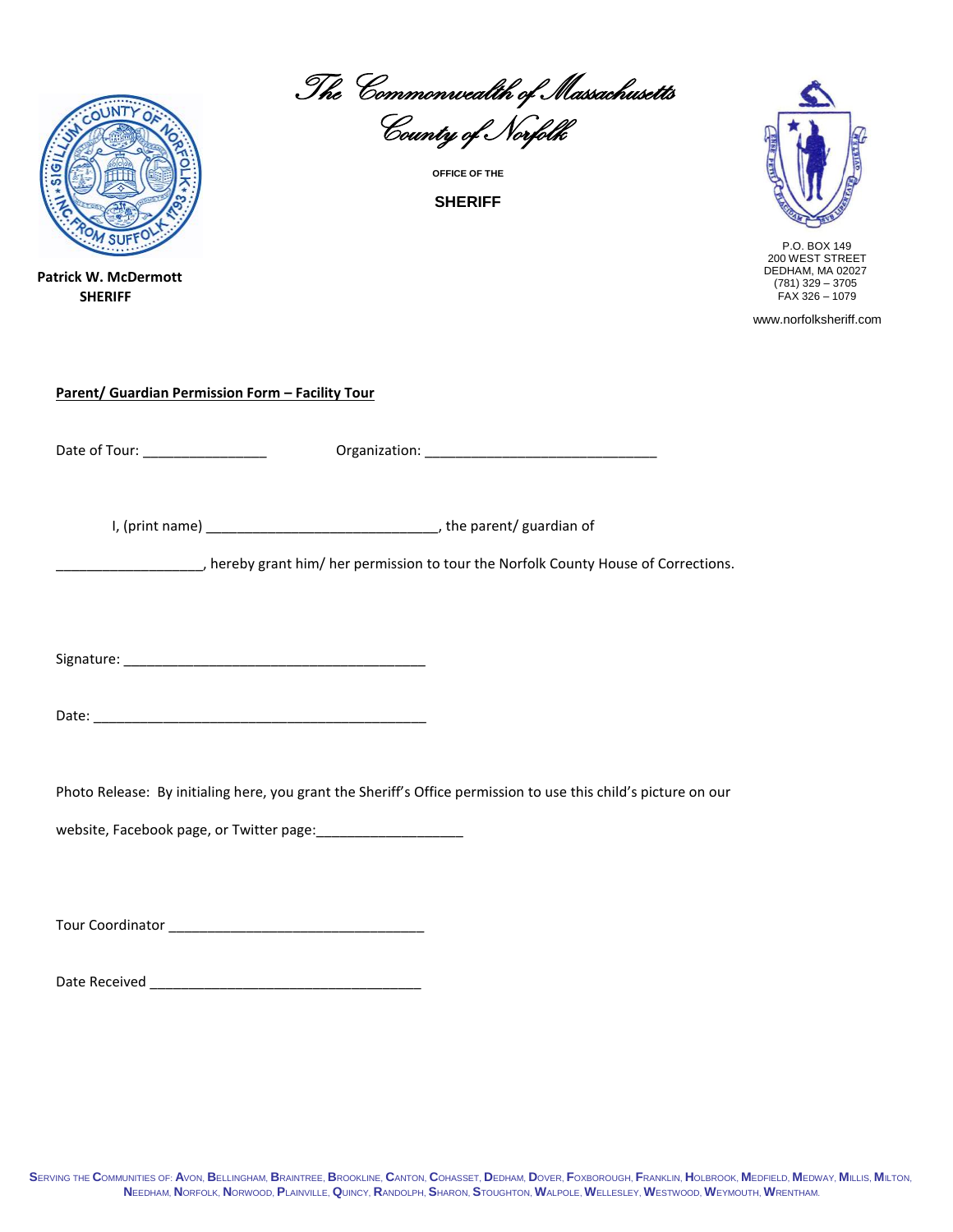*The Commonwealth of Massachusetts*
*County of Norfolk*

OFFICE OF THE

**SHERIFF**

**Patrick W. McDermott**
**SHERIFF**

P.O. BOX 149
200 WEST STREET
DEDHAM, MA 02027
(781) 329 – 3705
FAX 326 – 1079

www.norfolksheriff.com

**Parent/ Guardian Permission Form – Facility Tour**

Date of Tour: _______________ Organization: ____________________________

I, (print name) ____________________________, the parent/ guardian of

__________________, hereby grant him/ her permission to tour the Norfolk County House of Corrections.

Signature: _______________________________________

Date: ___________________________________________

Photo Release: By initialing here, you grant the Sheriff's Office permission to use this child's picture on our website, Facebook page, or Twitter page:__________________

Tour Coordinator ________________________________

Date Received __________________________________

SERVING THE COMMUNITIES OF: AVON, BELLINGHAM, BRAINTREE, BROOKLINE, CANTON, COHASSET, DEDHAM, DOVER, FOXBOROUGH, FRANKLIN, HOLBROOK, MEDFIELD, MEDWAY, MILLIS, MILTON, NEEDHAM, NORFOLK, NORWOOD, PLAINVILLE, QUINCY, RANDOLPH, SHARON, STOUGHTON, WALPOLE, WELLESLEY, WESTWOOD, WEYMOUTH, WRENTHAM.